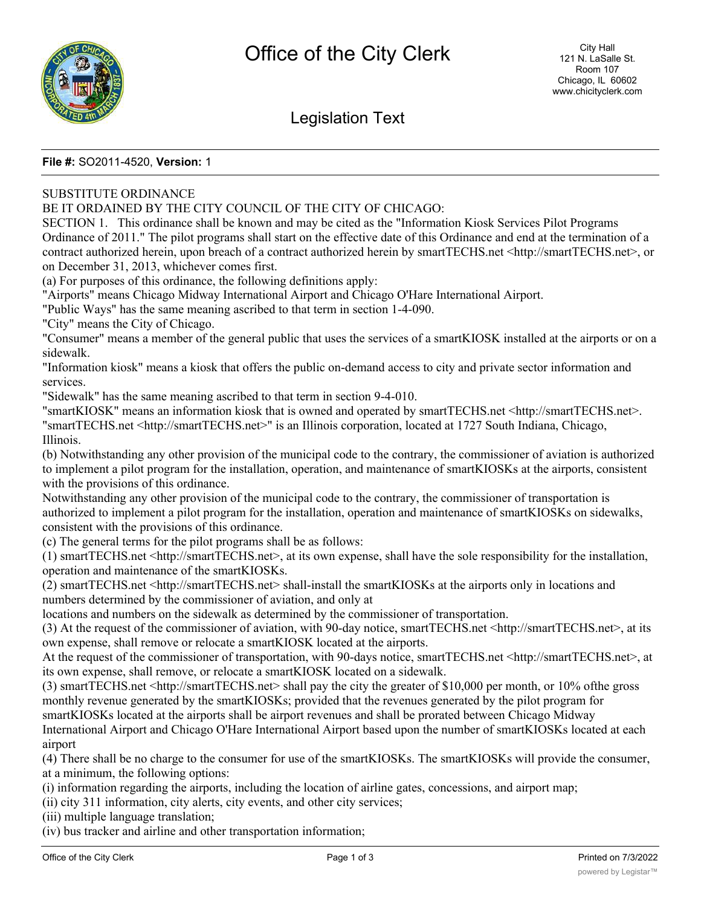# Office of the City Clerk

City Hall
121 N. LaSalle St.
Room 107
Chicago, IL 60602
www.chicityclerk.com

## Legislation Text

**File #:** SO2011-4520, **Version:** 1

SUBSTITUTE ORDINANCE

BE IT ORDAINED BY THE CITY COUNCIL OF THE CITY OF CHICAGO:

SECTION 1. This ordinance shall be known and may be cited as the "Information Kiosk Services Pilot Programs Ordinance of 2011." The pilot programs shall start on the effective date of this Ordinance and end at the termination of a contract authorized herein, upon breach of a contract authorized herein by smartTECHS.net <http://smartTECHS.net>, or on December 31, 2013, whichever comes first.

(a) For purposes of this ordinance, the following definitions apply:

"Airports" means Chicago Midway International Airport and Chicago O'Hare International Airport.

"Public Ways" has the same meaning ascribed to that term in section 1-4-090.

"City" means the City of Chicago.

"Consumer" means a member of the general public that uses the services of a smartKIOSK installed at the airports or on a sidewalk.

"Information kiosk" means a kiosk that offers the public on-demand access to city and private sector information and services.

"Sidewalk" has the same meaning ascribed to that term in section 9-4-010.

"smartKIOSK" means an information kiosk that is owned and operated by smartTECHS.net <http://smartTECHS.net>.

"smartTECHS.net <http://smartTECHS.net>" is an Illinois corporation, located at 1727 South Indiana, Chicago, Illinois.

(b) Notwithstanding any other provision of the municipal code to the contrary, the commissioner of aviation is authorized to implement a pilot program for the installation, operation, and maintenance of smartKIOSKs at the airports, consistent with the provisions of this ordinance.

Notwithstanding any other provision of the municipal code to the contrary, the commissioner of transportation is authorized to implement a pilot program for the installation, operation and maintenance of smartKIOSKs on sidewalks, consistent with the provisions of this ordinance.

(c) The general terms for the pilot programs shall be as follows:

(1) smartTECHS.net <http://smartTECHS.net>, at its own expense, shall have the sole responsibility for the installation, operation and maintenance of the smartKIOSKs.

(2) smartTECHS.net <http://smartTECHS.net> shall-install the smartKIOSKs at the airports only in locations and numbers determined by the commissioner of aviation, and only at locations and numbers on the sidewalk as determined by the commissioner of transportation.

(3) At the request of the commissioner of aviation, with 90-day notice, smartTECHS.net <http://smartTECHS.net>, at its own expense, shall remove or relocate a smartKIOSK located at the airports.

At the request of the commissioner of transportation, with 90-days notice, smartTECHS.net <http://smartTECHS.net>, at its own expense, shall remove, or relocate a smartKIOSK located on a sidewalk.

(3) smartTECHS.net <http://smartTECHS.net> shall pay the city the greater of $10,000 per month, or 10% ofthe gross monthly revenue generated by the smartKIOSKs; provided that the revenues generated by the pilot program for smartKIOSKs located at the airports shall be airport revenues and shall be prorated between Chicago Midway International Airport and Chicago O'Hare International Airport based upon the number of smartKIOSKs located at each airport

(4) There shall be no charge to the consumer for use of the smartKIOSKs. The smartKIOSKs will provide the consumer, at a minimum, the following options:

(i) information regarding the airports, including the location of airline gates, concessions, and airport map;

(ii) city 311 information, city alerts, city events, and other city services;

(iii) multiple language translation;

(iv) bus tracker and airline and other transportation information;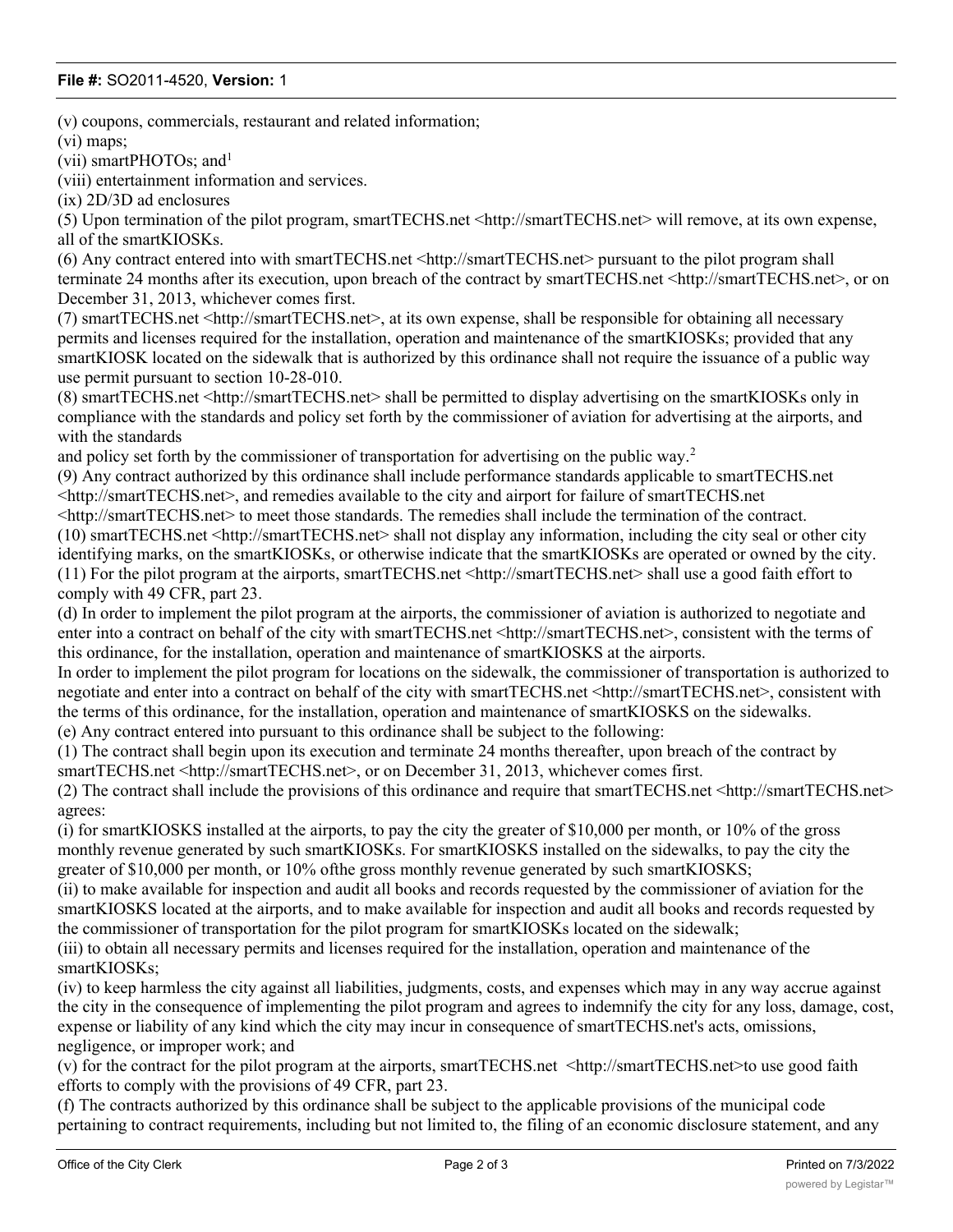(v) coupons, commercials, restaurant and related information;

(vi) maps;

(vii) smartPHOTOs; and[1]

(viii) entertainment information and services.

(ix) 2D/3D ad enclosures

(5) Upon termination of the pilot program, smartTECHS.net <http://smartTECHS.net> will remove, at its own expense, all of the smartKIOSKs.

(6) Any contract entered into with smartTECHS.net <http://smartTECHS.net> pursuant to the pilot program shall terminate 24 months after its execution, upon breach of the contract by smartTECHS.net <http://smartTECHS.net>, or on December 31, 2013, whichever comes first.

(7) smartTECHS.net <http://smartTECHS.net>, at its own expense, shall be responsible for obtaining all necessary permits and licenses required for the installation, operation and maintenance of the smartKIOSKs; provided that any smartKIOSK located on the sidewalk that is authorized by this ordinance shall not require the issuance of a public way use permit pursuant to section 10-28-010.

(8) smartTECHS.net <http://smartTECHS.net> shall be permitted to display advertising on the smartKIOSKs only in compliance with the standards and policy set forth by the commissioner of aviation for advertising at the airports, and with the standards and policy set forth by the commissioner of transportation for advertising on the public way.[2]

(9) Any contract authorized by this ordinance shall include performance standards applicable to smartTECHS.net <http://smartTECHS.net>, and remedies available to the city and airport for failure of smartTECHS.net <http://smartTECHS.net> to meet those standards. The remedies shall include the termination of the contract.

(10) smartTECHS.net <http://smartTECHS.net> shall not display any information, including the city seal or other city identifying marks, on the smartKIOSKs, or otherwise indicate that the smartKIOSKs are operated or owned by the city.

(11) For the pilot program at the airports, smartTECHS.net <http://smartTECHS.net> shall use a good faith effort to comply with 49 CFR, part 23.

(d) In order to implement the pilot program at the airports, the commissioner of aviation is authorized to negotiate and enter into a contract on behalf of the city with smartTECHS.net <http://smartTECHS.net>, consistent with the terms of this ordinance, for the installation, operation and maintenance of smartKIOSKS at the airports.

In order to implement the pilot program for locations on the sidewalk, the commissioner of transportation is authorized to negotiate and enter into a contract on behalf of the city with smartTECHS.net <http://smartTECHS.net>, consistent with the terms of this ordinance, for the installation, operation and maintenance of smartKIOSKS on the sidewalks.

(e) Any contract entered into pursuant to this ordinance shall be subject to the following:

(1) The contract shall begin upon its execution and terminate 24 months thereafter, upon breach of the contract by smartTECHS.net <http://smartTECHS.net>, or on December 31, 2013, whichever comes first.

(2) The contract shall include the provisions of this ordinance and require that smartTECHS.net <http://smartTECHS.net> agrees:

(i) for smartKIOSKS installed at the airports, to pay the city the greater of $10,000 per month, or 10% of the gross monthly revenue generated by such smartKIOSKs. For smartKIOSKS installed on the sidewalks, to pay the city the greater of $10,000 per month, or 10% ofthe gross monthly revenue generated by such smartKIOSKS;

(ii) to make available for inspection and audit all books and records requested by the commissioner of aviation for the smartKIOSKS located at the airports, and to make available for inspection and audit all books and records requested by the commissioner of transportation for the pilot program for smartKIOSKs located on the sidewalk;

(iii) to obtain all necessary permits and licenses required for the installation, operation and maintenance of the smartKIOSKs;

(iv) to keep harmless the city against all liabilities, judgments, costs, and expenses which may in any way accrue against the city in the consequence of implementing the pilot program and agrees to indemnify the city for any loss, damage, cost, expense or liability of any kind which the city may incur in consequence of smartTECHS.net's acts, omissions, negligence, or improper work; and

(v) for the contract for the pilot program at the airports, smartTECHS.net <http://smartTECHS.net>to use good faith efforts to comply with the provisions of 49 CFR, part 23.

(f) The contracts authorized by this ordinance shall be subject to the applicable provisions of the municipal code pertaining to contract requirements, including but not limited to, the filing of an economic disclosure statement, and any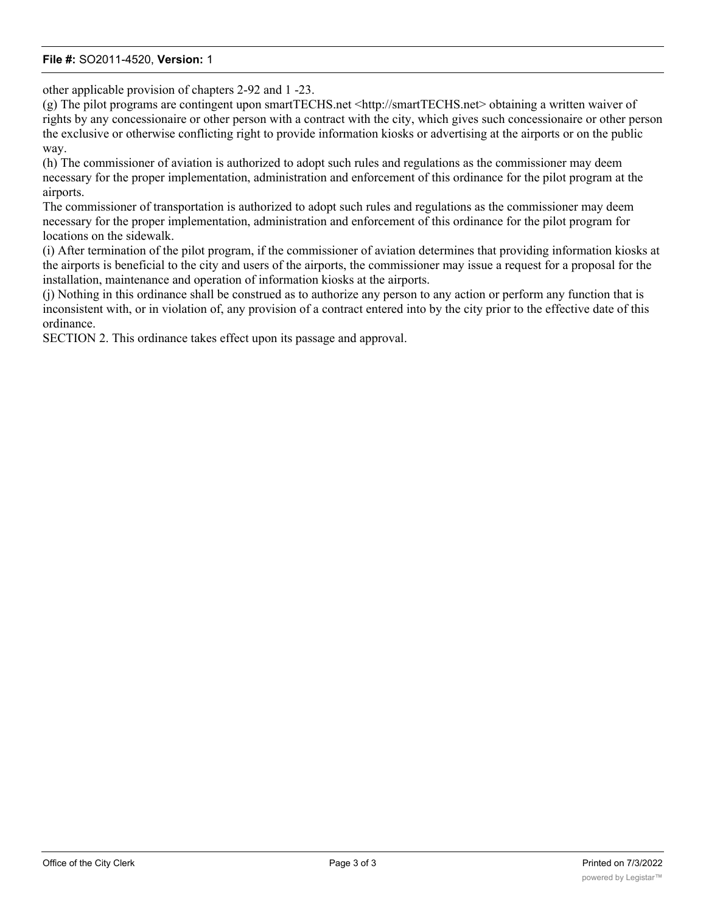other applicable provision of chapters 2-92 and 1 -23.

(g) The pilot programs are contingent upon smartTECHS.net <http://smartTECHS.net> obtaining a written waiver of rights by any concessionaire or other person with a contract with the city, which gives such concessionaire or other person the exclusive or otherwise conflicting right to provide information kiosks or advertising at the airports or on the public way.

(h) The commissioner of aviation is authorized to adopt such rules and regulations as the commissioner may deem necessary for the proper implementation, administration and enforcement of this ordinance for the pilot program at the airports.

The commissioner of transportation is authorized to adopt such rules and regulations as the commissioner may deem necessary for the proper implementation, administration and enforcement of this ordinance for the pilot program for locations on the sidewalk.

(i) After termination of the pilot program, if the commissioner of aviation determines that providing information kiosks at the airports is beneficial to the city and users of the airports, the commissioner may issue a request for a proposal for the installation, maintenance and operation of information kiosks at the airports.

(j) Nothing in this ordinance shall be construed as to authorize any person to any action or perform any function that is inconsistent with, or in violation of, any provision of a contract entered into by the city prior to the effective date of this ordinance.

SECTION 2. This ordinance takes effect upon its passage and approval.